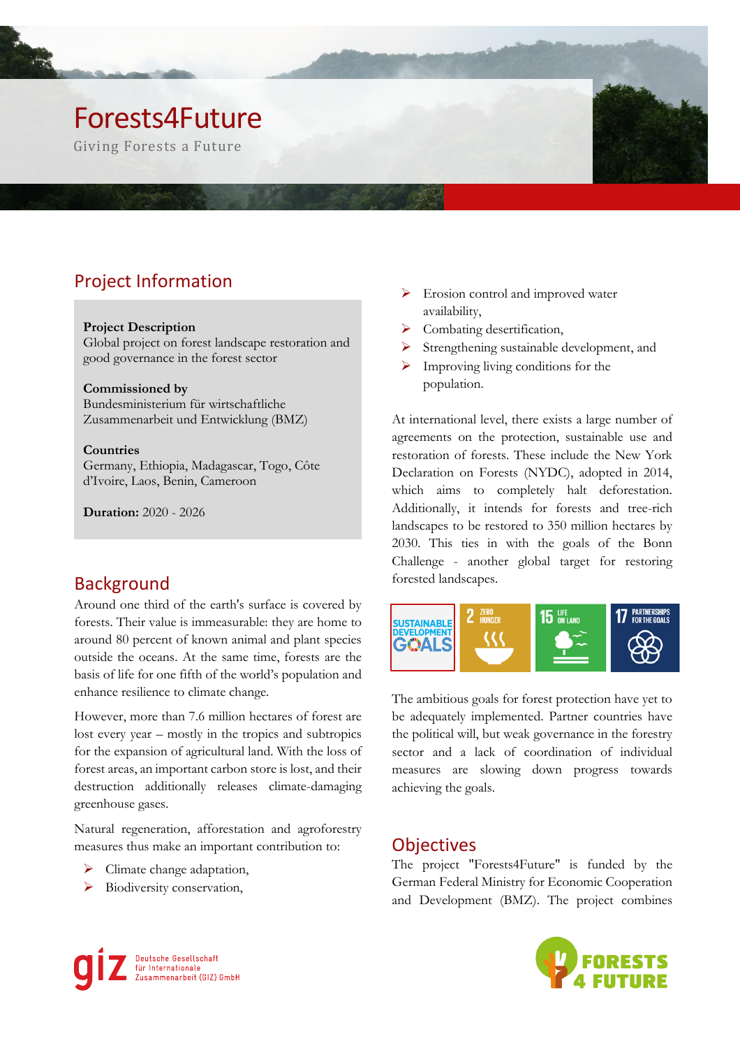# Forests4Future

Giving Forests a Future

## Project Information

**Project Description**
Global project on forest landscape restoration and good governance in the forest sector

**Commissioned by**
Bundesministerium für wirtschaftliche Zusammenarbeit und Entwicklung (BMZ)

**Countries**
Germany, Ethiopia, Madagascar, Togo, Côte d'Ivoire, Laos, Benin, Cameroon

**Duration:** 2020 - 2026

## Background

Around one third of the earth's surface is covered by forests. Their value is immeasurable: they are home to around 80 percent of known animal and plant species outside the oceans. At the same time, forests are the basis of life for one fifth of the world's population and enhance resilience to climate change.

However, more than 7.6 million hectares of forest are lost every year – mostly in the tropics and subtropics for the expansion of agricultural land. With the loss of forest areas, an important carbon store is lost, and their destruction additionally releases climate-damaging greenhouse gases.

Natural regeneration, afforestation and agroforestry measures thus make an important contribution to:

- Climate change adaptation,
- Biodiversity conservation,
- Erosion control and improved water availability,
- Combating desertification,
- Strengthening sustainable development, and
- Improving living conditions for the population.

At international level, there exists a large number of agreements on the protection, sustainable use and restoration of forests. These include the New York Declaration on Forests (NYDC), adopted in 2014, which aims to completely halt deforestation. Additionally, it intends for forests and tree-rich landscapes to be restored to 350 million hectares by 2030. This ties in with the goals of the Bonn Challenge - another global target for restoring forested landscapes.

The ambitious goals for forest protection have yet to be adequately implemented. Partner countries have the political will, but weak governance in the forestry sector and a lack of coordination of individual measures are slowing down progress towards achieving the goals.

## Objectives

The project "Forests4Future" is funded by the German Federal Ministry for Economic Cooperation and Development (BMZ). The project combines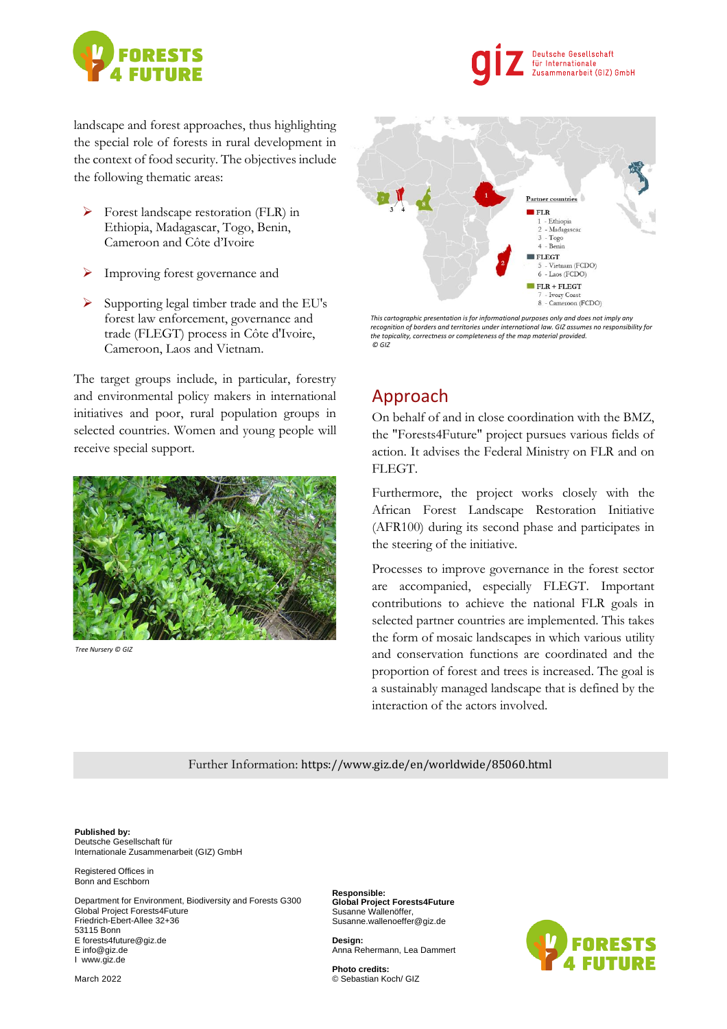landscape and forest approaches, thus highlighting the special role of forests in rural development in the context of food security. The objectives include the following thematic areas:

- Forest landscape restoration (FLR) in Ethiopia, Madagascar, Togo, Benin, Cameroon and Côte d'Ivoire
- Improving forest governance and
- Supporting legal timber trade and the EU's forest law enforcement, governance and trade (FLEGT) process in Côte d'Ivoire, Cameroon, Laos and Vietnam.

The target groups include, in particular, forestry and environmental policy makers in international initiatives and poor, rural population groups in selected countries. Women and young people will receive special support.

*Tree Nursery © GIZ*

Partner countries

FLR
1 - Ethiopia
2 - Madagascar
3 - Togo
4 - Benin

FLEGT
5 - Vietnam (FCDO)
6 - Laos (FCDO)

FLR + FLEGT
7 - Ivory Coast
8 - Cameroon (FCDO)

*This cartographic presentation is for informational purposes only and does not imply any recognition of borders and territories under international law. GIZ assumes no responsibility for the topicality, correctness or completeness of the map material provided.*
*© GIZ*

## Approach

On behalf of and in close coordination with the BMZ, the "Forests4Future" project pursues various fields of action. It advises the Federal Ministry on FLR and on FLEGT.

Furthermore, the project works closely with the African Forest Landscape Restoration Initiative (AFR100) during its second phase and participates in the steering of the initiative.

Processes to improve governance in the forest sector are accompanied, especially FLEGT. Important contributions to achieve the national FLR goals in selected partner countries are implemented. This takes the form of mosaic landscapes in which various utility and conservation functions are coordinated and the proportion of forest and trees is increased. The goal is a sustainably managed landscape that is defined by the interaction of the actors involved.

Further Information: https://www.giz.de/en/worldwide/85060.html

**Published by:**
Deutsche Gesellschaft für
Internationale Zusammenarbeit (GIZ) GmbH

Registered Offices in
Bonn and Eschborn

Department for Environment, Biodiversity and Forests G300
Global Project Forests4Future
Friedrich-Ebert-Allee 32+36
53115 Bonn
E forests4future@giz.de
E info@giz.de
I www.giz.de

March 2022

**Responsible:**
**Global Project Forests4Future**
Susanne Wallenöffer,
Susanne.wallenoeffer@giz.de

**Design:**
Anna Rehermann, Lea Dammert

**Photo credits:**
© Sebastian Koch/ GIZ